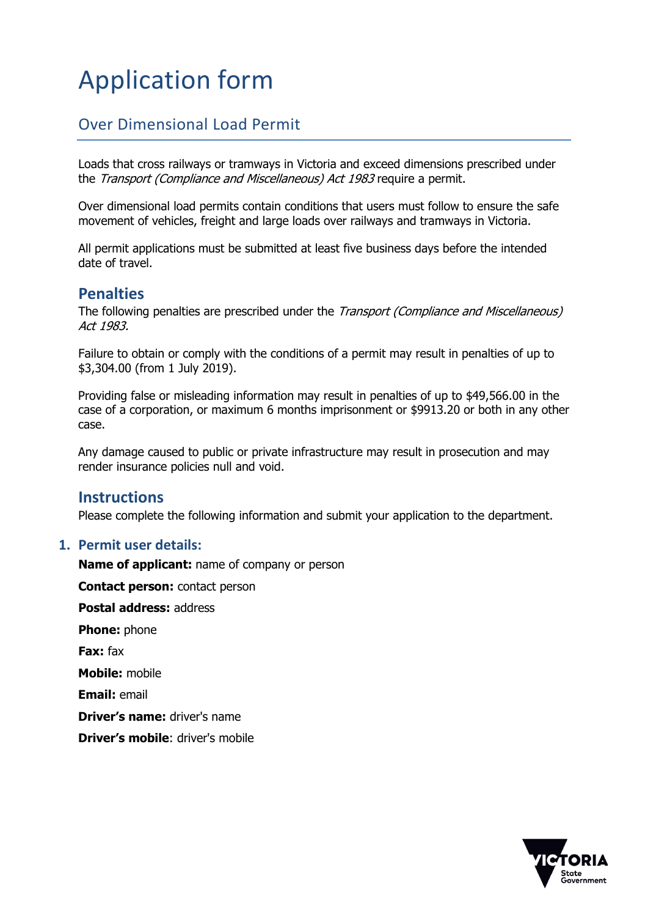# Application form

## Over Dimensional Load Permit

Loads that cross railways or tramways in Victoria and exceed dimensions prescribed under the *Transport (Compliance and Miscellaneous) Act 1983* require a permit.

Over dimensional load permits contain conditions that users must follow to ensure the safe movement of vehicles, freight and large loads over railways and tramways in Victoria.

All permit applications must be submitted at least five business days before the intended date of travel.

### Penalties

The following penalties are prescribed under the *Transport (Compliance and Miscellaneous) Act 1983.*

Failure to obtain or comply with the conditions of a permit may result in penalties of up to $3,304.00 (from 1 July 2019).

Providing false or misleading information may result in penalties of up to $49,566.00 in the case of a corporation, or maximum 6 months imprisonment or $9913.20 or both in any other case.

Any damage caused to public or private infrastructure may result in prosecution and may render insurance policies null and void.

### Instructions

Please complete the following information and submit your application to the department.

#### 1. Permit user details:

**Name of applicant:** name of company or person

**Contact person:** contact person

**Postal address:** address

**Phone:** phone

**Fax:** fax

**Mobile:** mobile

**Email:** email

**Driver's name:** driver's name

**Driver's mobile**: driver's mobile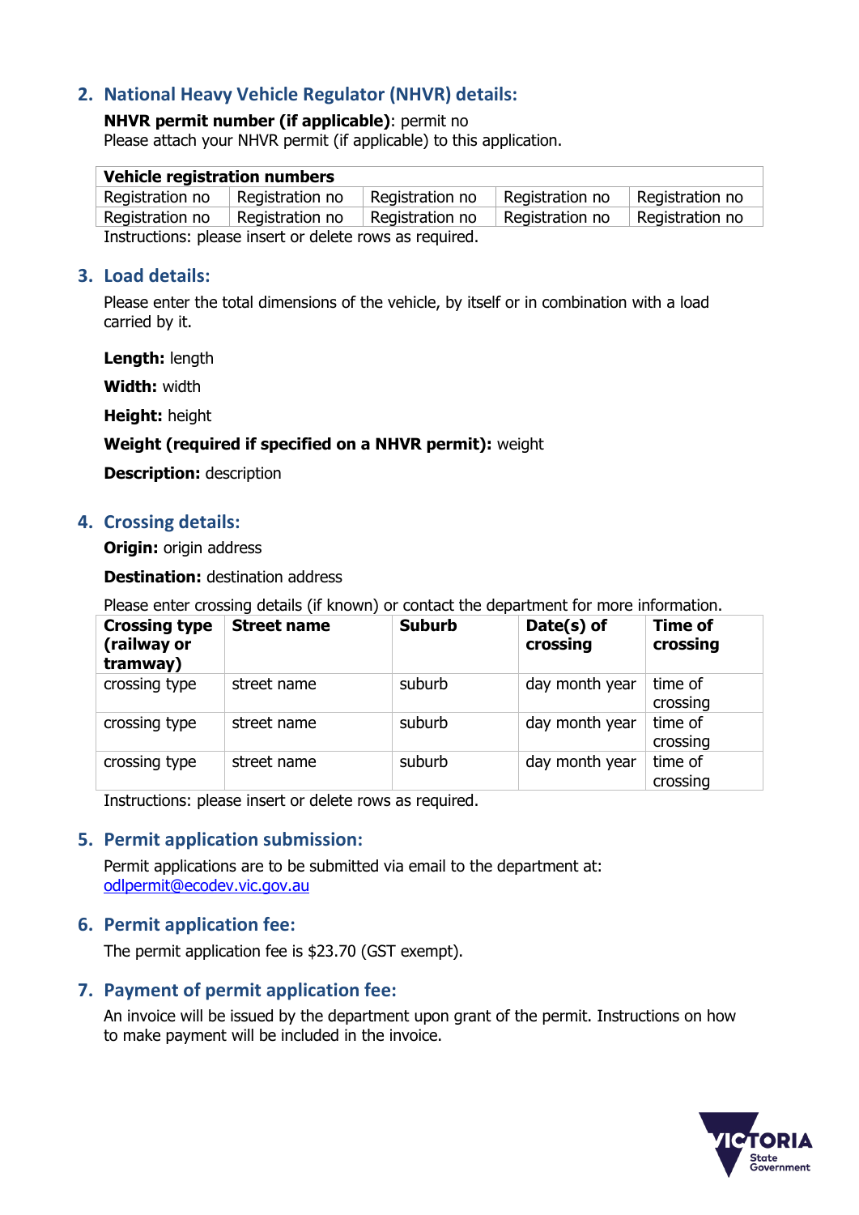## 2. National Heavy Vehicle Regulator (NHVR) details:

**NHVR permit number (if applicable)**: permit no

Please attach your NHVR permit (if applicable) to this application.

| Vehicle registration numbers | | | | |
|---|---|---|---|---|
| Registration no | Registration no | Registration no | Registration no | Registration no |
| Registration no | Registration no | Registration no | Registration no | Registration no |

Instructions: please insert or delete rows as required.

## 3. Load details:

Please enter the total dimensions of the vehicle, by itself or in combination with a load carried by it.

**Length:** length

**Width:** width

**Height:** height

**Weight (required if specified on a NHVR permit):** weight

**Description:** description

## 4. Crossing details:

**Origin:** origin address

**Destination:** destination address

Please enter crossing details (if known) or contact the department for more information.

| Crossing type (railway or tramway) | Street name | Suburb | Date(s) of crossing | Time of crossing |
|---|---|---|---|---|
| crossing type | street name | suburb | day month year | time of crossing |
| crossing type | street name | suburb | day month year | time of crossing |
| crossing type | street name | suburb | day month year | time of crossing |

Instructions: please insert or delete rows as required.

## 5. Permit application submission:

Permit applications are to be submitted via email to the department at: odlpermit@ecodev.vic.gov.au

## 6. Permit application fee:

The permit application fee is $23.70 (GST exempt).

## 7. Payment of permit application fee:

An invoice will be issued by the department upon grant of the permit. Instructions on how to make payment will be included in the invoice.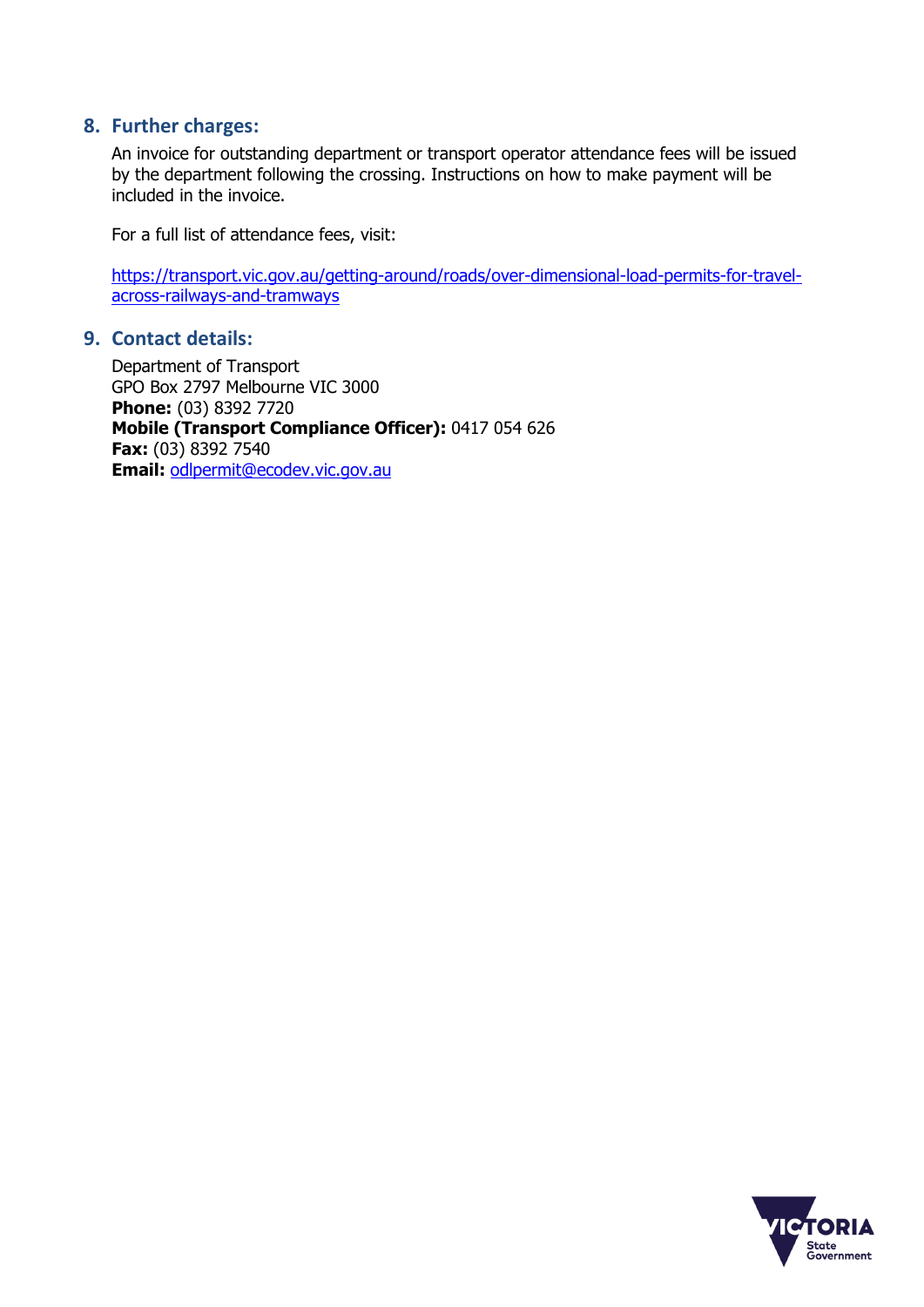## 8. Further charges:

An invoice for outstanding department or transport operator attendance fees will be issued by the department following the crossing. Instructions on how to make payment will be included in the invoice.

For a full list of attendance fees, visit:

https://transport.vic.gov.au/getting-around/roads/over-dimensional-load-permits-for-travel-across-railways-and-tramways

## 9. Contact details:

Department of Transport
GPO Box 2797 Melbourne VIC 3000
**Phone:** (03) 8392 7720
**Mobile (Transport Compliance Officer):** 0417 054 626
**Fax:** (03) 8392 7540
**Email:** odlpermit@ecodev.vic.gov.au